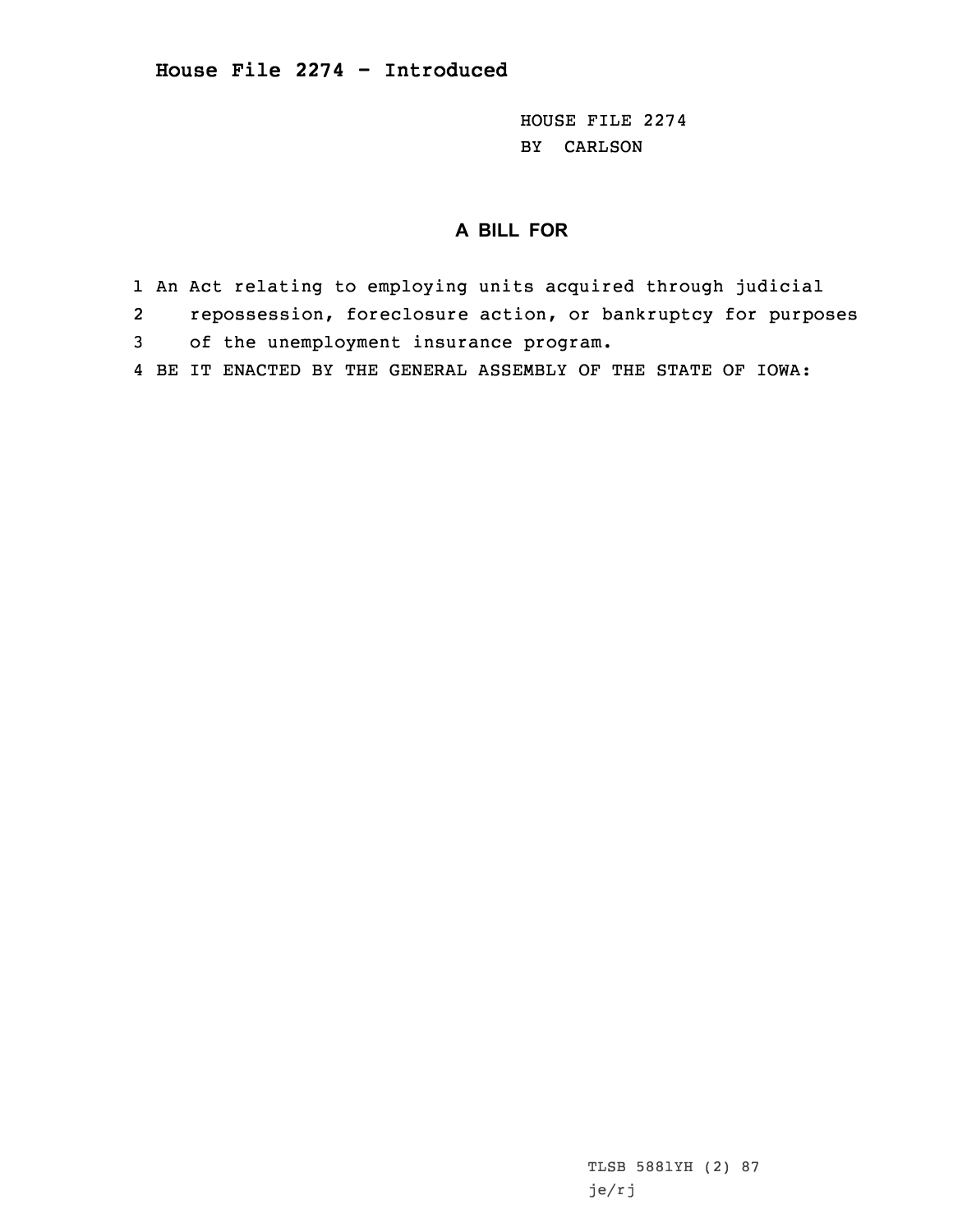# House File 2274 - Introduced

HOUSE FILE 2274
BY CARLSON

## A BILL FOR

1 An Act relating to employing units acquired through judicial
2 repossession, foreclosure action, or bankruptcy for purposes
3 of the unemployment insurance program.
4 BE IT ENACTED BY THE GENERAL ASSEMBLY OF THE STATE OF IOWA:

TLSB 5881YH (2) 87
je/rj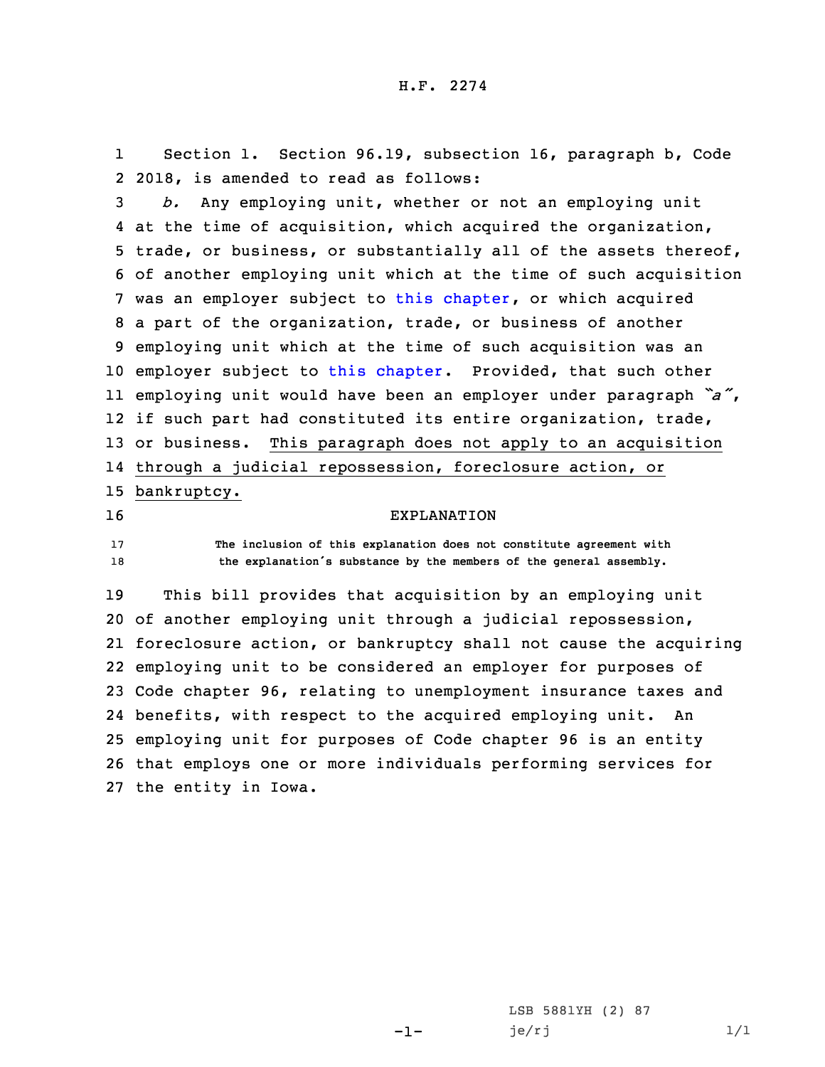H.F. 2274

Section 1. Section 96.19, subsection 16, paragraph b, Code 2018, is amended to read as follows:

*b.* Any employing unit, whether or not an employing unit at the time of acquisition, which acquired the organization, trade, or business, or substantially all of the assets thereof, of another employing unit which at the time of such acquisition was an employer subject to this chapter, or which acquired a part of the organization, trade, or business of another employing unit which at the time of such acquisition was an employer subject to this chapter. Provided, that such other employing unit would have been an employer under paragraph *"a"*, if such part had constituted its entire organization, trade, or business. <u>This paragraph does not apply to an acquisition through a judicial repossession, foreclosure action, or bankruptcy.</u>

EXPLANATION

The inclusion of this explanation does not constitute agreement with the explanation's substance by the members of the general assembly.

This bill provides that acquisition by an employing unit of another employing unit through a judicial repossession, foreclosure action, or bankruptcy shall not cause the acquiring employing unit to be considered an employer for purposes of Code chapter 96, relating to unemployment insurance taxes and benefits, with respect to the acquired employing unit. An employing unit for purposes of Code chapter 96 is an entity that employs one or more individuals performing services for the entity in Iowa.

LSB 5881YH (2) 87
je/rj